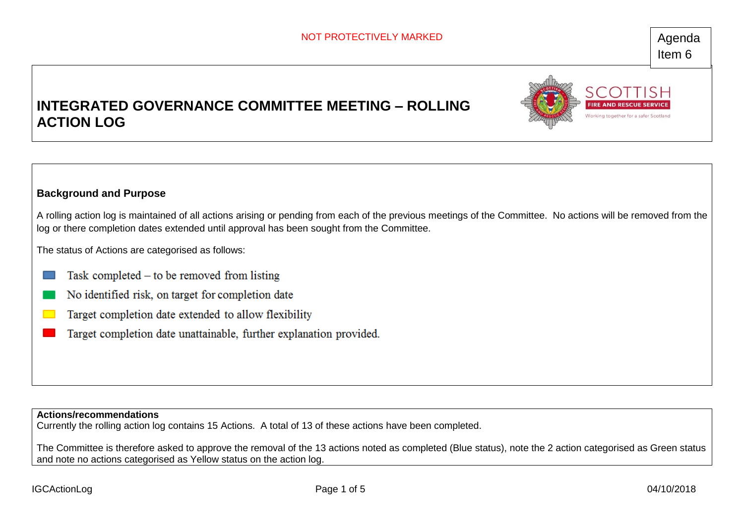NOT PROTECTIVELY MARKED

Agenda Item 6

# INTEGRATED GOVERNANCE COMMITTEE MEETING – ROLLING ACTION LOG

SCOTTISH FIRE AND RESCUE SERVICE
Working together for a safer Scotland

## Background and Purpose

A rolling action log is maintained of all actions arising or pending from each of the previous meetings of the Committee. No actions will be removed from the log or there completion dates extended until approval has been sought from the Committee.

The status of Actions are categorised as follows:

- Blue: Task completed – to be removed from listing
- Green: No identified risk, on target for completion date
- Yellow: Target completion date extended to allow flexibility
- Red: Target completion date unattainable, further explanation provided.

**Actions/recommendations**
Currently the rolling action log contains 15 Actions. A total of 13 of these actions have been completed.

The Committee is therefore asked to approve the removal of the 13 actions noted as completed (Blue status), note the 2 action categorised as Green status and note no actions categorised as Yellow status on the action log.

IGCActionLog

04/10/2018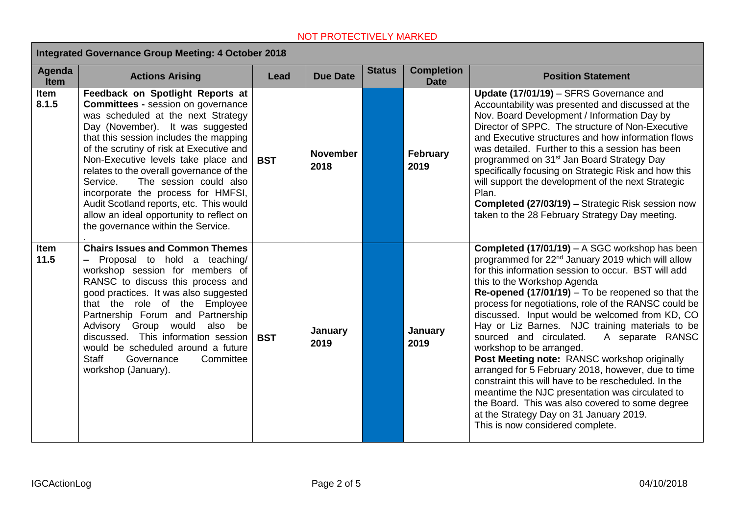NOT PROTECTIVELY MARKED

| Integrated Governance Group Meeting: 4 October 2018 | | | | | | |
|---|---|---|---|---|---|---|
| **Agenda Item** | **Actions Arising** | **Lead** | **Due Date** | **Status** | **Completion Date** | **Position Statement** |
| **Item 8.1.5** | **Feedback on Spotlight Reports at Committees -** session on governance was scheduled at the next Strategy Day (November). It was suggested that this session includes the mapping of the scrutiny of risk at Executive and Non-Executive levels take place and relates to the overall governance of the Service. The session could also incorporate the process for HMFSI, Audit Scotland reports, etc. This would allow an ideal opportunity to reflect on the governance within the Service. | **BST** | **November 2018** | | **February 2019** | **Update (17/01/19)** – SFRS Governance and Accountability was presented and discussed at the Nov. Board Development / Information Day by Director of SPPC. The structure of Non-Executive and Executive structures and how information flows was detailed. Further to this a session has been programmed on 31st Jan Board Strategy Day specifically focusing on Strategic Risk and how this will support the development of the next Strategic Plan.<br>**Completed (27/03/19) –** Strategic Risk session now taken to the 28 February Strategy Day meeting. |
| **Item 11.5** | **Chairs Issues and Common Themes –** Proposal to hold a teaching/ workshop session for members of RANSC to discuss this process and good practices. It was also suggested that the role of the Employee Partnership Forum and Partnership Advisory Group would also be discussed. This information session would be scheduled around a future Staff Governance Committee workshop (January). | **BST** | **January 2019** | | **January 2019** | **Completed (17/01/19)** – A SGC workshop has been programmed for 22nd January 2019 which will allow for this information session to occur. BST will add this to the Workshop Agenda<br>**Re-opened (17/01/19)** – To be reopened so that the process for negotiations, role of the RANSC could be discussed. Input would be welcomed from KD, CO Hay or Liz Barnes. NJC training materials to be sourced and circulated. A separate RANSC workshop to be arranged.<br>**Post Meeting note:** RANSC workshop originally arranged for 5 February 2018, however, due to time constraint this will have to be rescheduled. In the meantime the NJC presentation was circulated to the Board. This was also covered to some degree at the Strategy Day on 31 January 2019.<br>This is now considered complete. |

IGCActionLog 04/10/2018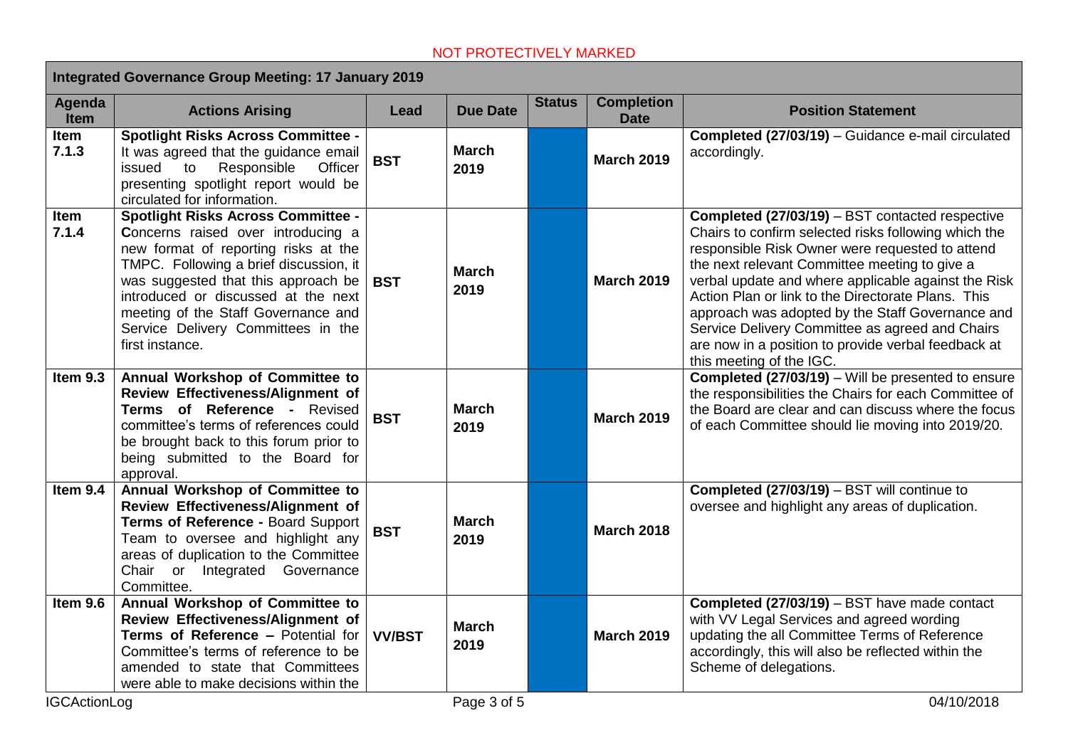NOT PROTECTIVELY MARKED

| Integrated Governance Group Meeting: 17 January 2019 | | | | | | |
|---|---|---|---|---|---|---|
| **Agenda Item** | **Actions Arising** | **Lead** | **Due Date** | **Status** | **Completion Date** | **Position Statement** |
| **Item 7.1.3** | **Spotlight Risks Across Committee -** It was agreed that the guidance email issued to Responsible Officer presenting spotlight report would be circulated for information. | **BST** | **March 2019** | | **March 2019** | **Completed (27/03/19)** – Guidance e-mail circulated accordingly. |
| **Item 7.1.4** | **Spotlight Risks Across Committee - C**oncerns raised over introducing a new format of reporting risks at the TMPC. Following a brief discussion, it was suggested that this approach be introduced or discussed at the next meeting of the Staff Governance and Service Delivery Committees in the first instance. | **BST** | **March 2019** | | **March 2019** | **Completed (27/03/19)** – BST contacted respective Chairs to confirm selected risks following which the responsible Risk Owner were requested to attend the next relevant Committee meeting to give a verbal update and where applicable against the Risk Action Plan or link to the Directorate Plans. This approach was adopted by the Staff Governance and Service Delivery Committee as agreed and Chairs are now in a position to provide verbal feedback at this meeting of the IGC. |
| **Item 9.3** | **Annual Workshop of Committee to Review Effectiveness/Alignment of Terms of Reference -** Revised committee's terms of references could be brought back to this forum prior to being submitted to the Board for approval. | **BST** | **March 2019** | | **March 2019** | **Completed (27/03/19)** – Will be presented to ensure the responsibilities the Chairs for each Committee of the Board are clear and can discuss where the focus of each Committee should lie moving into 2019/20. |
| **Item 9.4** | **Annual Workshop of Committee to Review Effectiveness/Alignment of Terms of Reference -** Board Support Team to oversee and highlight any areas of duplication to the Committee Chair or Integrated Governance Committee. | **BST** | **March 2019** | | **March 2018** | **Completed (27/03/19)** – BST will continue to oversee and highlight any areas of duplication. |
| **Item 9.6** | **Annual Workshop of Committee to Review Effectiveness/Alignment of Terms of Reference –** Potential for Committee's terms of reference to be amended to state that Committees were able to make decisions within the | **VV/BST** | **March 2019** | | **March 2019** | **Completed (27/03/19)** – BST have made contact with VV Legal Services and agreed wording updating the all Committee Terms of Reference accordingly, this will also be reflected within the Scheme of delegations. |

IGCActionLog

04/10/2018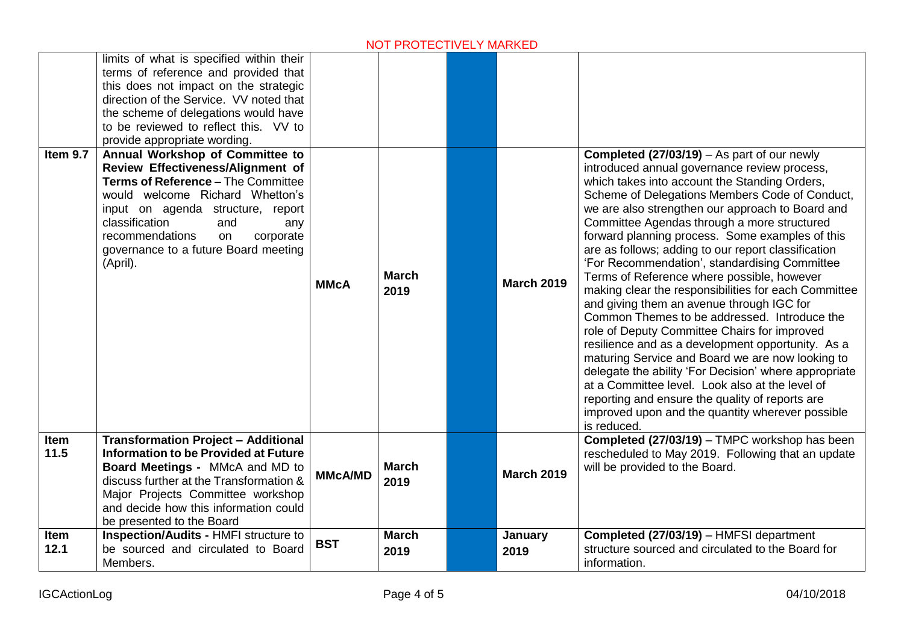NOT PROTECTIVELY MARKED

| | | | | | | |
|---|---|---|---|---|---|---|
| | limits of what is specified within their terms of reference and provided that this does not impact on the strategic direction of the Service. VV noted that the scheme of delegations would have to be reviewed to reflect this. VV to provide appropriate wording. | | | | | |
| **Item 9.7** | **Annual Workshop of Committee to Review Effectiveness/Alignment of Terms of Reference –** The Committee would welcome Richard Whetton's input on agenda structure, report classification and any recommendations on corporate governance to a future Board meeting (April). | **MMcA** | **March 2019** | | **March 2019** | **Completed (27/03/19)** – As part of our newly introduced annual governance review process, which takes into account the Standing Orders, Scheme of Delegations Members Code of Conduct, we are also strengthen our approach to Board and Committee Agendas through a more structured forward planning process. Some examples of this are as follows; adding to our report classification 'For Recommendation', standardising Committee Terms of Reference where possible, however making clear the responsibilities for each Committee and giving them an avenue through IGC for Common Themes to be addressed. Introduce the role of Deputy Committee Chairs for improved resilience and as a development opportunity. As a maturing Service and Board we are now looking to delegate the ability 'For Decision' where appropriate at a Committee level. Look also at the level of reporting and ensure the quality of reports are improved upon and the quantity wherever possible is reduced. |
| **Item 11.5** | **Transformation Project – Additional Information to be Provided at Future Board Meetings -** MMcA and MD to discuss further at the Transformation & Major Projects Committee workshop and decide how this information could be presented to the Board | **MMcA/MD** | **March 2019** | | **March 2019** | **Completed (27/03/19)** – TMPC workshop has been rescheduled to May 2019. Following that an update will be provided to the Board. |
| **Item 12.1** | **Inspection/Audits -** HMFI structure to be sourced and circulated to Board Members. | **BST** | **March 2019** | | **January 2019** | **Completed (27/03/19)** – HMFSI department structure sourced and circulated to the Board for information. |

IGCActionLog 04/10/2018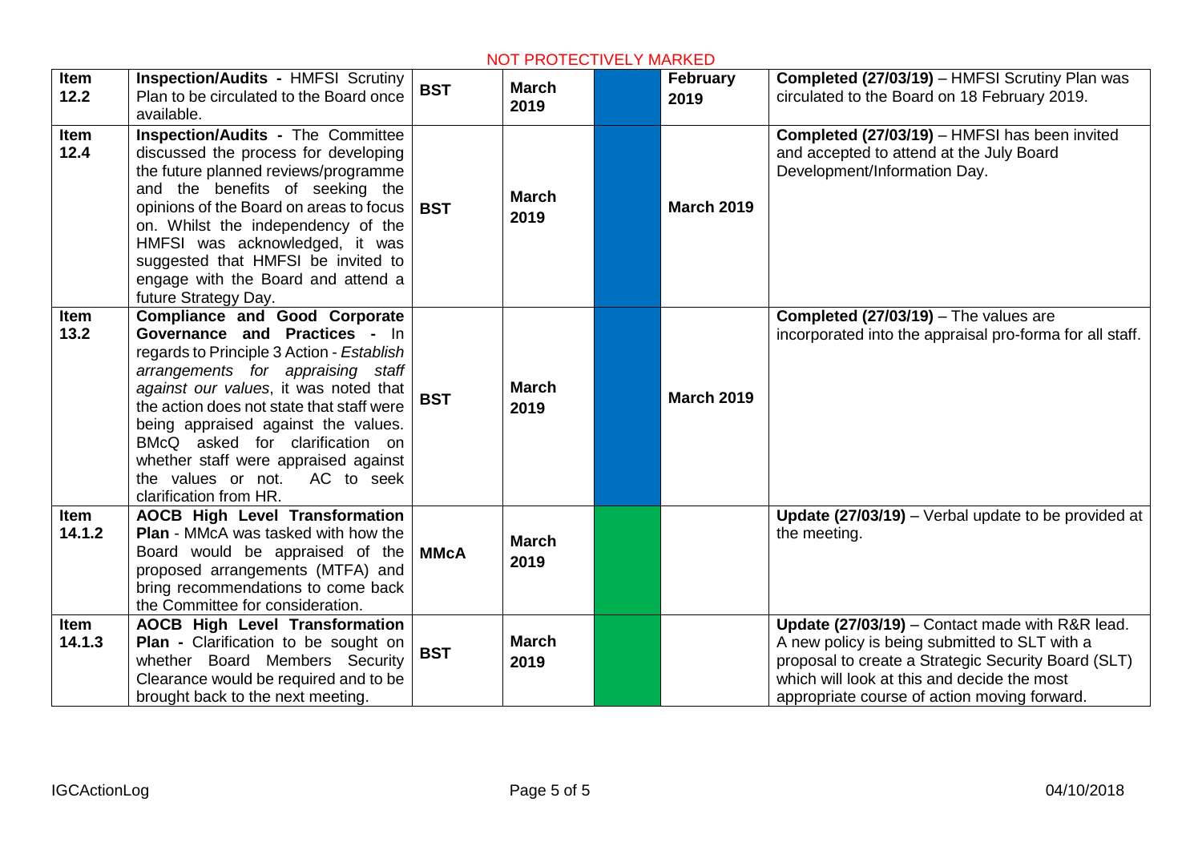| | | | | | | |
|---|---|---|---|---|---|---|
| **Item 12.2** | **Inspection/Audits -** HMFSI Scrutiny Plan to be circulated to the Board once available. | **BST** | **March 2019** | | **February 2019** | **Completed (27/03/19)** – HMFSI Scrutiny Plan was circulated to the Board on 18 February 2019. |
| **Item 12.4** | **Inspection/Audits -** The Committee discussed the process for developing the future planned reviews/programme and the benefits of seeking the opinions of the Board on areas to focus on. Whilst the independency of the HMFSI was acknowledged, it was suggested that HMFSI be invited to engage with the Board and attend a future Strategy Day. | **BST** | **March 2019** | | **March 2019** | **Completed (27/03/19)** – HMFSI has been invited and accepted to attend at the July Board Development/Information Day. |
| **Item 13.2** | **Compliance and Good Corporate Governance and Practices -** In regards to Principle 3 Action - *Establish arrangements for appraising staff against our values*, it was noted that the action does not state that staff were being appraised against the values. BMcQ asked for clarification on whether staff were appraised against the values or not. AC to seek clarification from HR. | **BST** | **March 2019** | | **March 2019** | **Completed (27/03/19)** – The values are incorporated into the appraisal pro-forma for all staff. |
| **Item 14.1.2** | **AOCB High Level Transformation Plan** - MMcA was tasked with how the Board would be appraised of the proposed arrangements (MTFA) and bring recommendations to come back the Committee for consideration. | **MMcA** | **March 2019** | | | **Update (27/03/19)** – Verbal update to be provided at the meeting. |
| **Item 14.1.3** | **AOCB High Level Transformation Plan -** Clarification to be sought on whether Board Members Security Clearance would be required and to be brought back to the next meeting. | **BST** | **March 2019** | | | **Update (27/03/19)** – Contact made with R&R lead. A new policy is being submitted to SLT with a proposal to create a Strategic Security Board (SLT) which will look at this and decide the most appropriate course of action moving forward. |